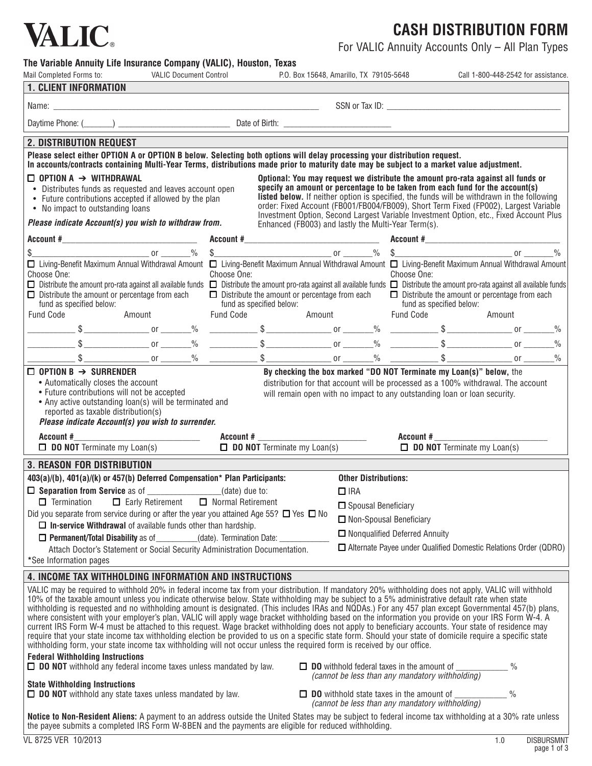# VALIC

## CASH DISTRIBUTION FORM

For VALIC Annuity Accounts Only – All Plan Types

**The Variable Annuity Life Insurance Company (VALIC), Houston, Texas**

Mail Completed Forms to: VALIC Document Control P.O. Box 15648, Amarillo, TX 79105-5648 Call 1-800-448-2542 for assistance.

## 1. CLIENT INFORMATION

Name: ______________________________ SSN or Tax ID: ______________________________

Daytime Phone: (_______) ______________________ Date of Birth: ______________________

## 2. DISTRIBUTION REQUEST

**Please select either OPTION A or OPTION B below. Selecting both options will delay processing your distribution request. In accounts/contracts containing Multi-Year Terms, distributions made prior to maturity date may be subject to a market value adjustment.**

☐ **OPTION A → WITHDRAWAL**

- Distributes funds as requested and leaves account open
- Future contributions accepted if allowed by the plan
- No impact to outstanding loans

***Please indicate Account(s) you wish to withdraw from.***

**Optional: You may request we distribute the amount pro-rata against all funds or specify an amount or percentage to be taken from each fund for the account(s) listed below.** If neither option is specified, the funds will be withdrawn in the following order: Fixed Account (FB001/FB004/FB009), Short Term Fixed (FP002), Largest Variable Investment Option, Second Largest Variable Investment Option, etc., Fixed Account Plus Enhanced (FB003) and lastly the Multi-Year Term(s).

| **Account #**______________ | **Account #**______________ | **Account #**______________ |
|---|---|---|
| $__________ or _____% | $__________ or _____% | $__________ or _____% |
| ☐ Living-Benefit Maximum Annual Withdrawal Amount | ☐ Living-Benefit Maximum Annual Withdrawal Amount | ☐ Living-Benefit Maximum Annual Withdrawal Amount |
| Choose One: | Choose One: | Choose One: |
| ☐ Distribute the amount pro-rata against all available funds | ☐ Distribute the amount pro-rata against all available funds | ☐ Distribute the amount pro-rata against all available funds |
| ☐ Distribute the amount or percentage from each fund as specified below: | ☐ Distribute the amount or percentage from each fund as specified below: | ☐ Distribute the amount or percentage from each fund as specified below: |
| Fund Code / Amount | Fund Code / Amount | Fund Code / Amount |
| ______ $__________ or _____% | ______ $__________ or _____% | ______ $__________ or _____% |
| ______ $__________ or _____% | ______ $__________ or _____% | ______ $__________ or _____% |
| ______ $__________ or _____% | ______ $__________ or _____% | ______ $__________ or _____% |

☐ **OPTION B → SURRENDER**

- Automatically closes the account
- Future contributions will not be accepted
- Any active outstanding loan(s) will be terminated and reported as taxable distribution(s)

***Please indicate Account(s) you wish to surrender.***

**By checking the box marked "DO NOT Terminate my Loan(s)" below,** the distribution for that account will be processed as a 100% withdrawal. The account will remain open with no impact to any outstanding loan or loan security.

| **Account #**______________ | **Account #**______________ | **Account #**______________ |
|---|---|---|
| ☐ **DO NOT** Terminate my Loan(s) | ☐ **DO NOT** Terminate my Loan(s) | ☐ **DO NOT** Terminate my Loan(s) |

## 3. REASON FOR DISTRIBUTION

**403(a)/(b), 401(a)/(k) or 457(b) Deferred Compensation\* Plan Participants:**

☐ **Separation from Service** as of ______________(date) due to:

☐ Termination ☐ Early Retirement ☐ Normal Retirement

Did you separate from service during or after the year you attained Age 55? ☐ Yes ☐ No

☐ **In-service Withdrawal** of available funds other than hardship.

☐ **Permanent/Total Disability** as of_________(date). Termination Date: ___________

Attach Doctor's Statement or Social Security Administration Documentation.

\*See Information pages

**Other Distributions:**

☐ IRA

☐ Spousal Beneficiary

☐ Non-Spousal Beneficiary

☐ Nonqualified Deferred Annuity

☐ Alternate Payee under Qualified Domestic Relations Order (QDRO)

## 4. INCOME TAX WITHHOLDING INFORMATION AND INSTRUCTIONS

VALIC may be required to withhold 20% in federal income tax from your distribution. If mandatory 20% withholding does not apply, VALIC will withhold 10% of the taxable amount unless you indicate otherwise below. State withholding may be subject to a 5% administrative default rate when state withholding is requested and no withholding amount is designated. (This includes IRAs and NQDAs.) For any 457 plan except Governmental 457(b) plans, where consistent with your employer's plan, VALIC will apply wage bracket withholding based on the information you provide on your IRS Form W-4. A current IRS Form W-4 must be attached to this request. Wage bracket withholding does not apply to beneficiary accounts. Your state of residence may require that your state income tax withholding election be provided to us on a specific state form. Should your state of domicile require a specific state withholding form, your state income tax withholding will not occur unless the required form is received by our office.

**Federal Withholding Instructions**

☐ **DO NOT** withhold any federal income taxes unless mandated by law.

☐ **DO** withhold federal taxes in the amount of ___________ %
*(cannot be less than any mandatory withholding)*

**State Withholding Instructions**

☐ **DO NOT** withhold any state taxes unless mandated by law.

☐ **DO** withhold state taxes in the amount of ___________ %
*(cannot be less than any mandatory withholding)*

**Notice to Non-Resident Aliens:** A payment to an address outside the United States may be subject to federal income tax withholding at a 30% rate unless the payee submits a completed IRS Form W-8BEN and the payments are eligible for reduced withholding.

VL 8725 VER 10/2013 1.0 DISBURSMNT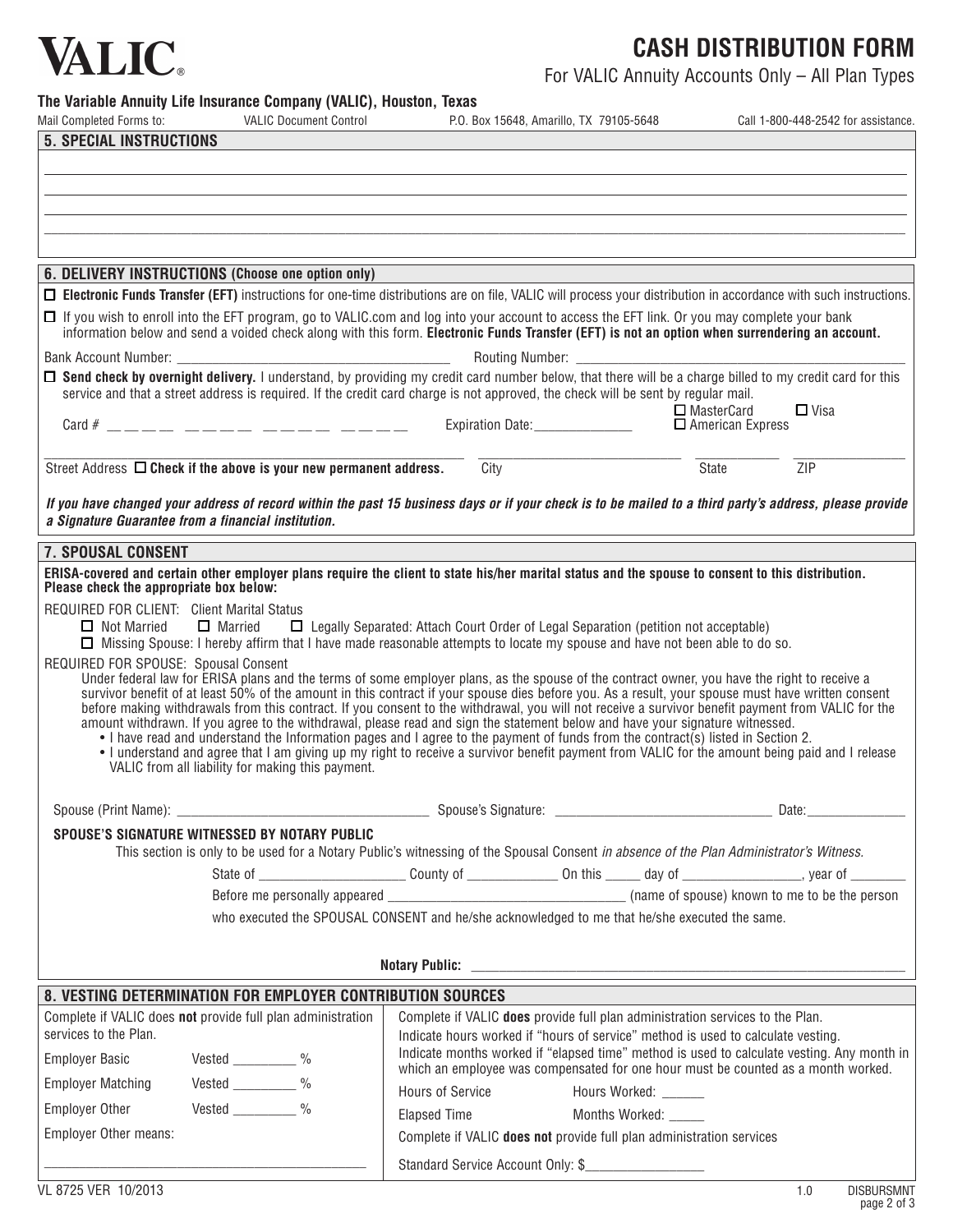# VALIC®

# CASH DISTRIBUTION FORM

For VALIC Annuity Accounts Only – All Plan Types

**The Variable Annuity Life Insurance Company (VALIC), Houston, Texas**

Mail Completed Forms to: VALIC Document Control P.O. Box 15648, Amarillo, TX 79105-5648 Call 1-800-448-2542 for assistance.

## 5. SPECIAL INSTRUCTIONS

______________________________________________________________________

______________________________________________________________________

______________________________________________________________________

______________________________________________________________________

## 6. DELIVERY INSTRUCTIONS (Choose one option only)

☐ **Electronic Funds Transfer (EFT)** instructions for one-time distributions are on file, VALIC will process your distribution in accordance with such instructions.

☐ If you wish to enroll into the EFT program, go to VALIC.com and log into your account to access the EFT link. Or you may complete your bank information below and send a voided check along with this form. **Electronic Funds Transfer (EFT) is not an option when surrendering an account.**

Bank Account Number: ______________________ Routing Number: ______________________

☐ **Send check by overnight delivery.** I understand, by providing my credit card number below, that there will be a charge billed to my credit card for this service and that a street address is required. If the credit card charge is not approved, the check will be sent by regular mail.

Card # ____ ____ ____ ____ Expiration Date: ____________ ☐ MasterCard ☐ Visa ☐ American Express

Street Address ☐ **Check if the above is your new permanent address.** ____________ City ____________ State ________ ZIP ________

***If you have changed your address of record within the past 15 business days or if your check is to be mailed to a third party's address, please provide a Signature Guarantee from a financial institution.***

## 7. SPOUSAL CONSENT

**ERISA-covered and certain other employer plans require the client to state his/her marital status and the spouse to consent to this distribution. Please check the appropriate box below:**

REQUIRED FOR CLIENT: Client Marital Status

☐ Not Married ☐ Married ☐ Legally Separated: Attach Court Order of Legal Separation (petition not acceptable)

☐ Missing Spouse: I hereby affirm that I have made reasonable attempts to locate my spouse and have not been able to do so.

REQUIRED FOR SPOUSE: Spousal Consent

Under federal law for ERISA plans and the terms of some employer plans, as the spouse of the contract owner, you have the right to receive a survivor benefit of at least 50% of the amount in this contract if your spouse dies before you. As a result, your spouse must have written consent before making withdrawals from this contract. If you consent to the withdrawal, you will not receive a survivor benefit payment from VALIC for the amount withdrawn. If you agree to the withdrawal, please read and sign the statement below and have your signature witnessed.

- I have read and understand the Information pages and I agree to the payment of funds from the contract(s) listed in Section 2.
- I understand and agree that I am giving up my right to receive a survivor benefit payment from VALIC for the amount being paid and I release VALIC from all liability for making this payment.

Spouse (Print Name): ______________________ Spouse's Signature: ______________________ Date: ____________

**SPOUSE'S SIGNATURE WITNESSED BY NOTARY PUBLIC**

This section is only to be used for a Notary Public's witnessing of the Spousal Consent *in absence of the Plan Administrator's Witness.*

State of ________________ County of ____________ On this _____ day of ______________, year of ________

Before me personally appeared ______________________ (name of spouse) known to me to be the person who executed the SPOUSAL CONSENT and he/she acknowledged to me that he/she executed the same.

**Notary Public:** ______________________________________________

## 8. VESTING DETERMINATION FOR EMPLOYER CONTRIBUTION SOURCES

Complete if VALIC does **not** provide full plan administration services to the Plan.

Employer Basic Vested ________ %

Employer Matching Vested ________ %

Employer Other Vested ________ %

Employer Other means:

______________________________________________

Complete if VALIC **does** provide full plan administration services to the Plan.

Indicate hours worked if "hours of service" method is used to calculate vesting.

Indicate months worked if "elapsed time" method is used to calculate vesting. Any month in which an employee was compensated for one hour must be counted as a month worked.

Hours of Service Hours Worked: ______

Elapsed Time Months Worked: _____

Complete if VALIC **does not** provide full plan administration services

Standard Service Account Only: $________________

VL 8725 VER 10/2013 1.0 DISBURSMNT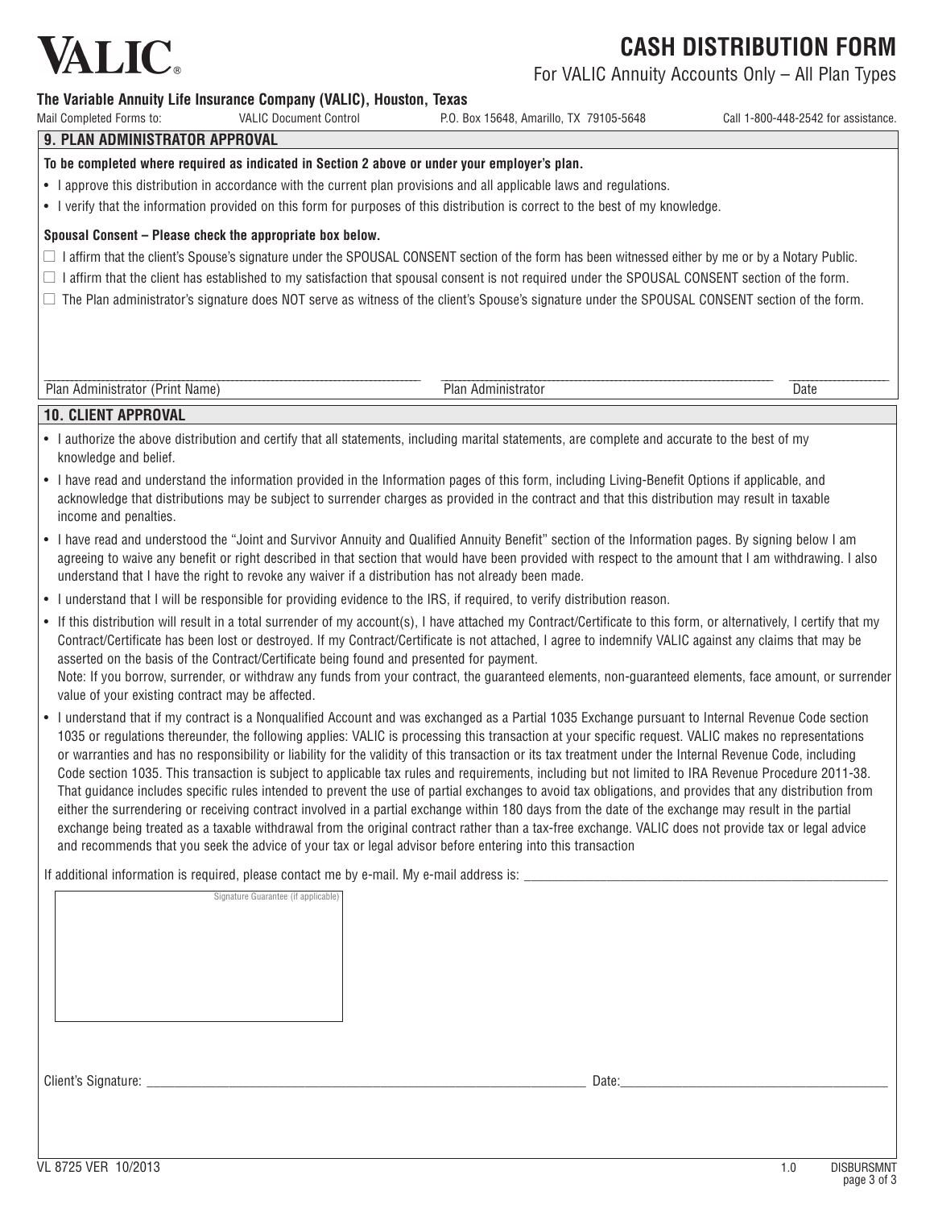# VALIC®

# CASH DISTRIBUTION FORM

For VALIC Annuity Accounts Only – All Plan Types

**The Variable Annuity Life Insurance Company (VALIC), Houston, Texas**

Mail Completed Forms to: VALIC Document Control P.O. Box 15648, Amarillo, TX 79105-5648 Call 1-800-448-2542 for assistance.

## 9. PLAN ADMINISTRATOR APPROVAL

**To be completed where required as indicated in Section 2 above or under your employer's plan.**

- I approve this distribution in accordance with the current plan provisions and all applicable laws and regulations.
- I verify that the information provided on this form for purposes of this distribution is correct to the best of my knowledge.

**Spousal Consent – Please check the appropriate box below.**

☐ I affirm that the client's Spouse's signature under the SPOUSAL CONSENT section of the form has been witnessed either by me or by a Notary Public.

☐ I affirm that the client has established to my satisfaction that spousal consent is not required under the SPOUSAL CONSENT section of the form.

☐ The Plan administrator's signature does NOT serve as witness of the client's Spouse's signature under the SPOUSAL CONSENT section of the form.

| ______________________________ | ______________________________ | ____________ |
|---|---|---|
| Plan Administrator (Print Name) | Plan Administrator | Date |

## 10. CLIENT APPROVAL

- I authorize the above distribution and certify that all statements, including marital statements, are complete and accurate to the best of my knowledge and belief.
- I have read and understand the information provided in the Information pages of this form, including Living-Benefit Options if applicable, and acknowledge that distributions may be subject to surrender charges as provided in the contract and that this distribution may result in taxable income and penalties.
- I have read and understood the "Joint and Survivor Annuity and Qualified Annuity Benefit" section of the Information pages. By signing below I am agreeing to waive any benefit or right described in that section that would have been provided with respect to the amount that I am withdrawing. I also understand that I have the right to revoke any waiver if a distribution has not already been made.
- I understand that I will be responsible for providing evidence to the IRS, if required, to verify distribution reason.
- If this distribution will result in a total surrender of my account(s), I have attached my Contract/Certificate to this form, or alternatively, I certify that my Contract/Certificate has been lost or destroyed. If my Contract/Certificate is not attached, I agree to indemnify VALIC against any claims that may be asserted on the basis of the Contract/Certificate being found and presented for payment.
  Note: If you borrow, surrender, or withdraw any funds from your contract, the guaranteed elements, non-guaranteed elements, face amount, or surrender value of your existing contract may be affected.
- I understand that if my contract is a Nonqualified Account and was exchanged as a Partial 1035 Exchange pursuant to Internal Revenue Code section 1035 or regulations thereunder, the following applies: VALIC is processing this transaction at your specific request. VALIC makes no representations or warranties and has no responsibility or liability for the validity of this transaction or its tax treatment under the Internal Revenue Code, including Code section 1035. This transaction is subject to applicable tax rules and requirements, including but not limited to IRA Revenue Procedure 2011-38. That guidance includes specific rules intended to prevent the use of partial exchanges to avoid tax obligations, and provides that any distribution from either the surrendering or receiving contract involved in a partial exchange within 180 days from the date of the exchange may result in the partial exchange being treated as a taxable withdrawal from the original contract rather than a tax-free exchange. VALIC does not provide tax or legal advice and recommends that you seek the advice of your tax or legal advisor before entering into this transaction

If additional information is required, please contact me by e-mail. My e-mail address is: ______________________________

Signature Guarantee (if applicable)

Client's Signature: ______________________________ Date: ______________________________

VL 8725 VER 10/2013 1.0 DISBURSMNT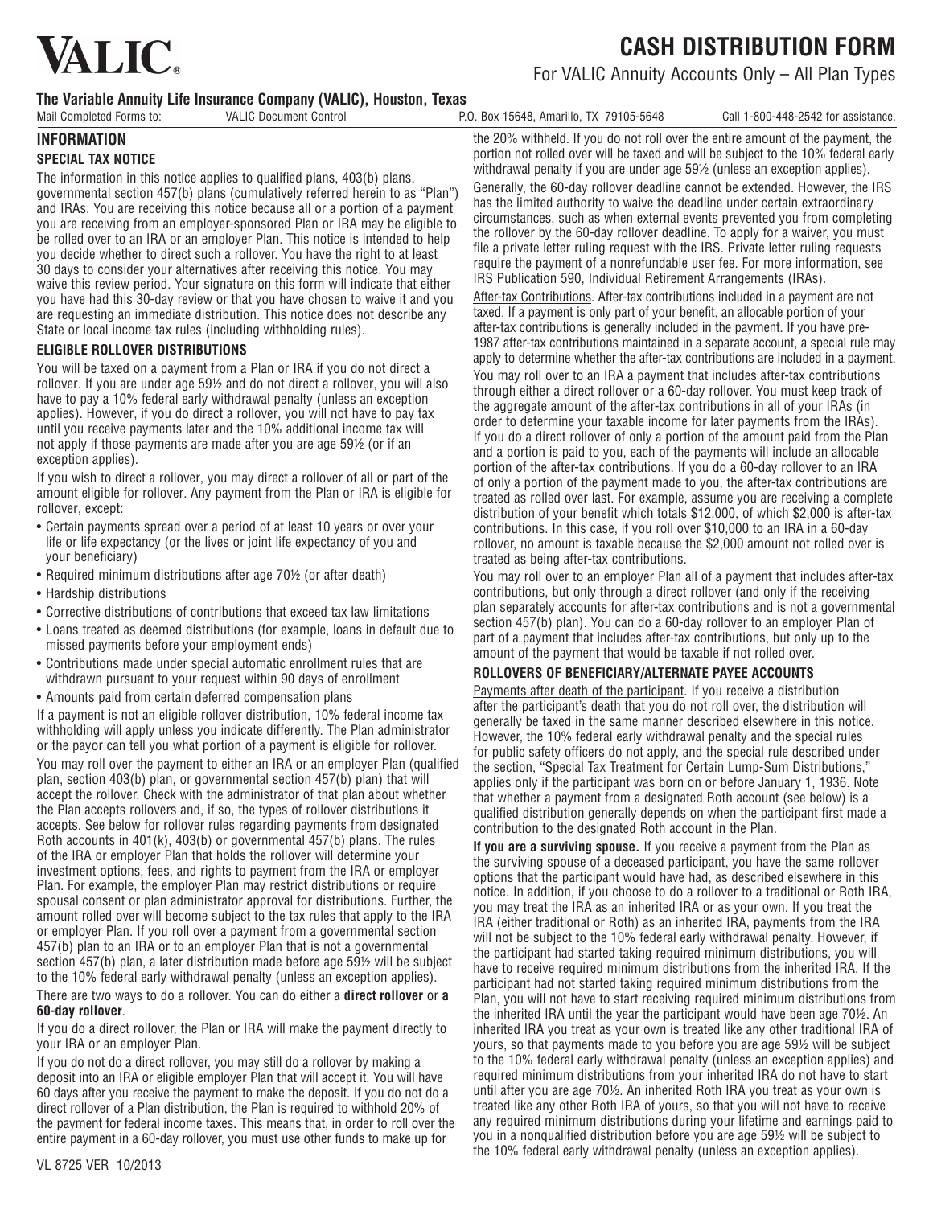# VALIC

# CASH DISTRIBUTION FORM

For VALIC Annuity Accounts Only – All Plan Types

**The Variable Annuity Life Insurance Company (VALIC), Houston, Texas**

Mail Completed Forms to: VALIC Document Control P.O. Box 15648, Amarillo, TX 79105-5648 Call 1-800-448-2542 for assistance.

## INFORMATION

### SPECIAL TAX NOTICE

The information in this notice applies to qualified plans, 403(b) plans, governmental section 457(b) plans (cumulatively referred herein to as "Plan") and IRAs. You are receiving this notice because all or a portion of a payment you are receiving from an employer-sponsored Plan or IRA may be eligible to be rolled over to an IRA or an employer Plan. This notice is intended to help you decide whether to direct such a rollover. You have the right to at least 30 days to consider your alternatives after receiving this notice. You may waive this review period. Your signature on this form will indicate that either you have had this 30-day review or that you have chosen to waive it and you are requesting an immediate distribution. This notice does not describe any State or local income tax rules (including withholding rules).

### ELIGIBLE ROLLOVER DISTRIBUTIONS

You will be taxed on a payment from a Plan or IRA if you do not direct a rollover. If you are under age 59½ and do not direct a rollover, you will also have to pay a 10% federal early withdrawal penalty (unless an exception applies). However, if you do direct a rollover, you will not have to pay tax until you receive payments later and the 10% additional income tax will not apply if those payments are made after you are age 59½ (or if an exception applies).

If you wish to direct a rollover, you may direct a rollover of all or part of the amount eligible for rollover. Any payment from the Plan or IRA is eligible for rollover, except:

- Certain payments spread over a period of at least 10 years or over your life or life expectancy (or the lives or joint life expectancy of you and your beneficiary)
- Required minimum distributions after age 70½ (or after death)
- Hardship distributions
- Corrective distributions of contributions that exceed tax law limitations
- Loans treated as deemed distributions (for example, loans in default due to missed payments before your employment ends)
- Contributions made under special automatic enrollment rules that are withdrawn pursuant to your request within 90 days of enrollment
- Amounts paid from certain deferred compensation plans

If a payment is not an eligible rollover distribution, 10% federal income tax withholding will apply unless you indicate differently. The Plan administrator or the payor can tell you what portion of a payment is eligible for rollover.

You may roll over the payment to either an IRA or an employer Plan (qualified plan, section 403(b) plan, or governmental section 457(b) plan) that will accept the rollover. Check with the administrator of that plan about whether the Plan accepts rollovers and, if so, the types of rollover distributions it accepts. See below for rollover rules regarding payments from designated Roth accounts in 401(k), 403(b) or governmental 457(b) plans. The rules of the IRA or employer Plan that holds the rollover will determine your investment options, fees, and rights to payment from the IRA or employer Plan. For example, the employer Plan may restrict distributions or require spousal consent or plan administrator approval for distributions. Further, the amount rolled over will become subject to the tax rules that apply to the IRA or employer Plan. If you roll over a payment from a governmental section 457(b) plan to an IRA or to an employer Plan that is not a governmental section 457(b) plan, a later distribution made before age 59½ will be subject to the 10% federal early withdrawal penalty (unless an exception applies).

There are two ways to do a rollover. You can do either a **direct rollover** or **a 60-day rollover**.

If you do a direct rollover, the Plan or IRA will make the payment directly to your IRA or an employer Plan.

If you do not do a direct rollover, you may still do a rollover by making a deposit into an IRA or eligible employer Plan that will accept it. You will have 60 days after you receive the payment to make the deposit. If you do not do a direct rollover of a Plan distribution, the Plan is required to withhold 20% of the payment for federal income taxes. This means that, in order to roll over the entire payment in a 60-day rollover, you must use other funds to make up for the 20% withheld. If you do not roll over the entire amount of the payment, the portion not rolled over will be taxed and will be subject to the 10% federal early withdrawal penalty if you are under age 59½ (unless an exception applies).

Generally, the 60-day rollover deadline cannot be extended. However, the IRS has the limited authority to waive the deadline under certain extraordinary circumstances, such as when external events prevented you from completing the rollover by the 60-day rollover deadline. To apply for a waiver, you must file a private letter ruling request with the IRS. Private letter ruling requests require the payment of a nonrefundable user fee. For more information, see IRS Publication 590, Individual Retirement Arrangements (IRAs).

After-tax Contributions. After-tax contributions included in a payment are not taxed. If a payment is only part of your benefit, an allocable portion of your after-tax contributions is generally included in the payment. If you have pre-1987 after-tax contributions maintained in a separate account, a special rule may apply to determine whether the after-tax contributions are included in a payment.

You may roll over to an IRA a payment that includes after-tax contributions through either a direct rollover or a 60-day rollover. You must keep track of the aggregate amount of the after-tax contributions in all of your IRAs (in order to determine your taxable income for later payments from the IRAs). If you do a direct rollover of only a portion of the amount paid from the Plan and a portion is paid to you, each of the payments will include an allocable portion of the after-tax contributions. If you do a 60-day rollover to an IRA of only a portion of the payment made to you, the after-tax contributions are treated as rolled over last. For example, assume you are receiving a complete distribution of your benefit which totals $12,000, of which $2,000 is after-tax contributions. In this case, if you roll over $10,000 to an IRA in a 60-day rollover, no amount is taxable because the $2,000 amount not rolled over is treated as being after-tax contributions.

You may roll over to an employer Plan all of a payment that includes after-tax contributions, but only through a direct rollover (and only if the receiving plan separately accounts for after-tax contributions and is not a governmental section 457(b) plan). You can do a 60-day rollover to an employer Plan of part of a payment that includes after-tax contributions, but only up to the amount of the payment that would be taxable if not rolled over.

### ROLLOVERS OF BENEFICIARY/ALTERNATE PAYEE ACCOUNTS

Payments after death of the participant. If you receive a distribution after the participant's death that you do not roll over, the distribution will generally be taxed in the same manner described elsewhere in this notice. However, the 10% federal early withdrawal penalty and the special rules for public safety officers do not apply, and the special rule described under the section, "Special Tax Treatment for Certain Lump-Sum Distributions," applies only if the participant was born on or before January 1, 1936. Note that whether a payment from a designated Roth account (see below) is a qualified distribution generally depends on when the participant first made a contribution to the designated Roth account in the Plan.

**If you are a surviving spouse.** If you receive a payment from the Plan as the surviving spouse of a deceased participant, you have the same rollover options that the participant would have had, as described elsewhere in this notice. In addition, if you choose to do a rollover to a traditional or Roth IRA, you may treat the IRA as an inherited IRA or as your own. If you treat the IRA (either traditional or Roth) as an inherited IRA, payments from the IRA will not be subject to the 10% federal early withdrawal penalty. However, if the participant had started taking required minimum distributions, you will have to receive required minimum distributions from the inherited IRA. If the participant had not started taking required minimum distributions from the Plan, you will not have to start receiving required minimum distributions from the inherited IRA until the year the participant would have been age 70½. An inherited IRA you treat as your own is treated like any other traditional IRA of yours, so that payments made to you before you are age 59½ will be subject to the 10% federal early withdrawal penalty (unless an exception applies) and required minimum distributions from your inherited IRA do not have to start until after you are age 70½. An inherited Roth IRA you treat as your own is treated like any other Roth IRA of yours, so that you will not have to receive any required minimum distributions during your lifetime and earnings paid to you in a nonqualified distribution before you are age 59½ will be subject to the 10% federal early withdrawal penalty (unless an exception applies).

VL 8725 VER 10/2013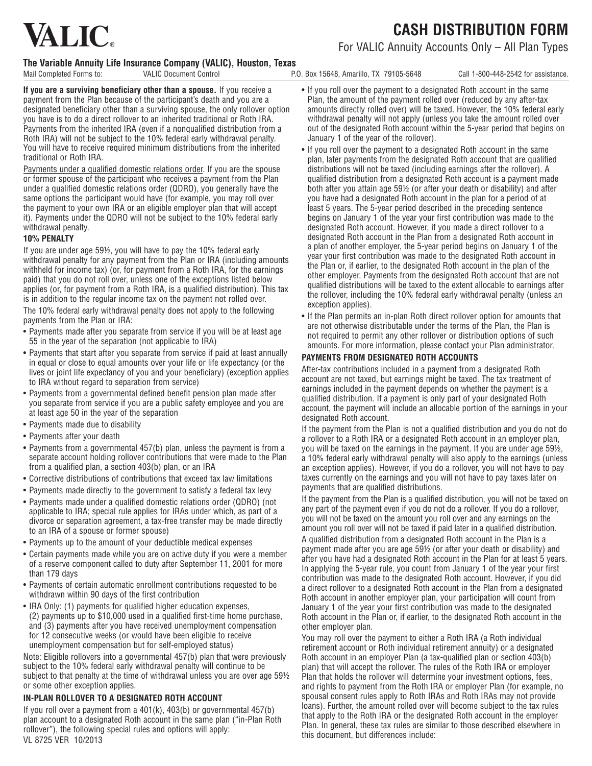# VALIC

# CASH DISTRIBUTION FORM

For VALIC Annuity Accounts Only – All Plan Types

**The Variable Annuity Life Insurance Company (VALIC), Houston, Texas**

Mail Completed Forms to: VALIC Document Control P.O. Box 15648, Amarillo, TX 79105-5648 Call 1-800-448-2542 for assistance.

**If you are a surviving beneficiary other than a spouse.** If you receive a payment from the Plan because of the participant's death and you are a designated beneficiary other than a surviving spouse, the only rollover option you have is to do a direct rollover to an inherited traditional or Roth IRA. Payments from the inherited IRA (even if a nonqualified distribution from a Roth IRA) will not be subject to the 10% federal early withdrawal penalty. You will have to receive required minimum distributions from the inherited traditional or Roth IRA.

Payments under a qualified domestic relations order. If you are the spouse or former spouse of the participant who receives a payment from the Plan under a qualified domestic relations order (QDRO), you generally have the same options the participant would have (for example, you may roll over the payment to your own IRA or an eligible employer plan that will accept it). Payments under the QDRO will not be subject to the 10% federal early withdrawal penalty.

### 10% PENALTY

If you are under age 59½, you will have to pay the 10% federal early withdrawal penalty for any payment from the Plan or IRA (including amounts withheld for income tax) (or, for payment from a Roth IRA, for the earnings paid) that you do not roll over, unless one of the exceptions listed below applies (or, for payment from a Roth IRA, is a qualified distribution). This tax is in addition to the regular income tax on the payment not rolled over.

The 10% federal early withdrawal penalty does not apply to the following payments from the Plan or IRA:

- Payments made after you separate from service if you will be at least age 55 in the year of the separation (not applicable to IRA)
- Payments that start after you separate from service if paid at least annually in equal or close to equal amounts over your life or life expectancy (or the lives or joint life expectancy of you and your beneficiary) (exception applies to IRA without regard to separation from service)
- Payments from a governmental defined benefit pension plan made after you separate from service if you are a public safety employee and you are at least age 50 in the year of the separation
- Payments made due to disability
- Payments after your death
- Payments from a governmental 457(b) plan, unless the payment is from a separate account holding rollover contributions that were made to the Plan from a qualified plan, a section 403(b) plan, or an IRA
- Corrective distributions of contributions that exceed tax law limitations
- Payments made directly to the government to satisfy a federal tax levy
- Payments made under a qualified domestic relations order (QDRO) (not applicable to IRA; special rule applies for IRAs under which, as part of a divorce or separation agreement, a tax-free transfer may be made directly to an IRA of a spouse or former spouse)
- Payments up to the amount of your deductible medical expenses
- Certain payments made while you are on active duty if you were a member of a reserve component called to duty after September 11, 2001 for more than 179 days
- Payments of certain automatic enrollment contributions requested to be withdrawn within 90 days of the first contribution
- IRA Only: (1) payments for qualified higher education expenses, (2) payments up to $10,000 used in a qualified first-time home purchase, and (3) payments after you have received unemployment compensation for 12 consecutive weeks (or would have been eligible to receive unemployment compensation but for self-employed status)

Note: Eligible rollovers into a governmental 457(b) plan that were previously subject to the 10% federal early withdrawal penalty will continue to be subject to that penalty at the time of withdrawal unless you are over age 59½ or some other exception applies.

### IN-PLAN ROLLOVER TO A DESIGNATED ROTH ACCOUNT

If you roll over a payment from a 401(k), 403(b) or governmental 457(b) plan account to a designated Roth account in the same plan ("in-Plan Roth rollover"), the following special rules and options will apply:

- If you roll over the payment to a designated Roth account in the same Plan, the amount of the payment rolled over (reduced by any after-tax amounts directly rolled over) will be taxed. However, the 10% federal early withdrawal penalty will not apply (unless you take the amount rolled over out of the designated Roth account within the 5-year period that begins on January 1 of the year of the rollover).
- If you roll over the payment to a designated Roth account in the same plan, later payments from the designated Roth account that are qualified distributions will not be taxed (including earnings after the rollover). A qualified distribution from a designated Roth account is a payment made both after you attain age 59½ (or after your death or disability) and after you have had a designated Roth account in the plan for a period of at least 5 years. The 5-year period described in the preceding sentence begins on January 1 of the year your first contribution was made to the designated Roth account. However, if you made a direct rollover to a designated Roth account in the Plan from a designated Roth account in a plan of another employer, the 5-year period begins on January 1 of the year your first contribution was made to the designated Roth account in the Plan or, if earlier, to the designated Roth account in the plan of the other employer. Payments from the designated Roth account that are not qualified distributions will be taxed to the extent allocable to earnings after the rollover, including the 10% federal early withdrawal penalty (unless an exception applies).
- If the Plan permits an in-plan Roth direct rollover option for amounts that are not otherwise distributable under the terms of the Plan, the Plan is not required to permit any other rollover or distribution options of such amounts. For more information, please contact your Plan administrator.

### PAYMENTS FROM DESIGNATED ROTH ACCOUNTS

After-tax contributions included in a payment from a designated Roth account are not taxed, but earnings might be taxed. The tax treatment of earnings included in the payment depends on whether the payment is a qualified distribution. If a payment is only part of your designated Roth account, the payment will include an allocable portion of the earnings in your designated Roth account.

If the payment from the Plan is not a qualified distribution and you do not do a rollover to a Roth IRA or a designated Roth account in an employer plan, you will be taxed on the earnings in the payment. If you are under age 59½, a 10% federal early withdrawal penalty will also apply to the earnings (unless an exception applies). However, if you do a rollover, you will not have to pay taxes currently on the earnings and you will not have to pay taxes later on payments that are qualified distributions.

If the payment from the Plan is a qualified distribution, you will not be taxed on any part of the payment even if you do not do a rollover. If you do a rollover, you will not be taxed on the amount you roll over and any earnings on the amount you roll over will not be taxed if paid later in a qualified distribution.

A qualified distribution from a designated Roth account in the Plan is a payment made after you are age 59½ (or after your death or disability) and after you have had a designated Roth account in the Plan for at least 5 years. In applying the 5-year rule, you count from January 1 of the year your first contribution was made to the designated Roth account. However, if you did a direct rollover to a designated Roth account in the Plan from a designated Roth account in another employer plan, your participation will count from January 1 of the year your first contribution was made to the designated Roth account in the Plan or, if earlier, to the designated Roth account in the other employer plan.

You may roll over the payment to either a Roth IRA (a Roth individual retirement account or Roth individual retirement annuity) or a designated Roth account in an employer Plan (a tax-qualified plan or section 403(b) plan) that will accept the rollover. The rules of the Roth IRA or employer Plan that holds the rollover will determine your investment options, fees, and rights to payment from the Roth IRA or employer Plan (for example, no spousal consent rules apply to Roth IRAs and Roth IRAs may not provide loans). Further, the amount rolled over will become subject to the tax rules that apply to the Roth IRA or the designated Roth account in the employer Plan. In general, these tax rules are similar to those described elsewhere in this document, but differences include:

VL 8725 VER 10/2013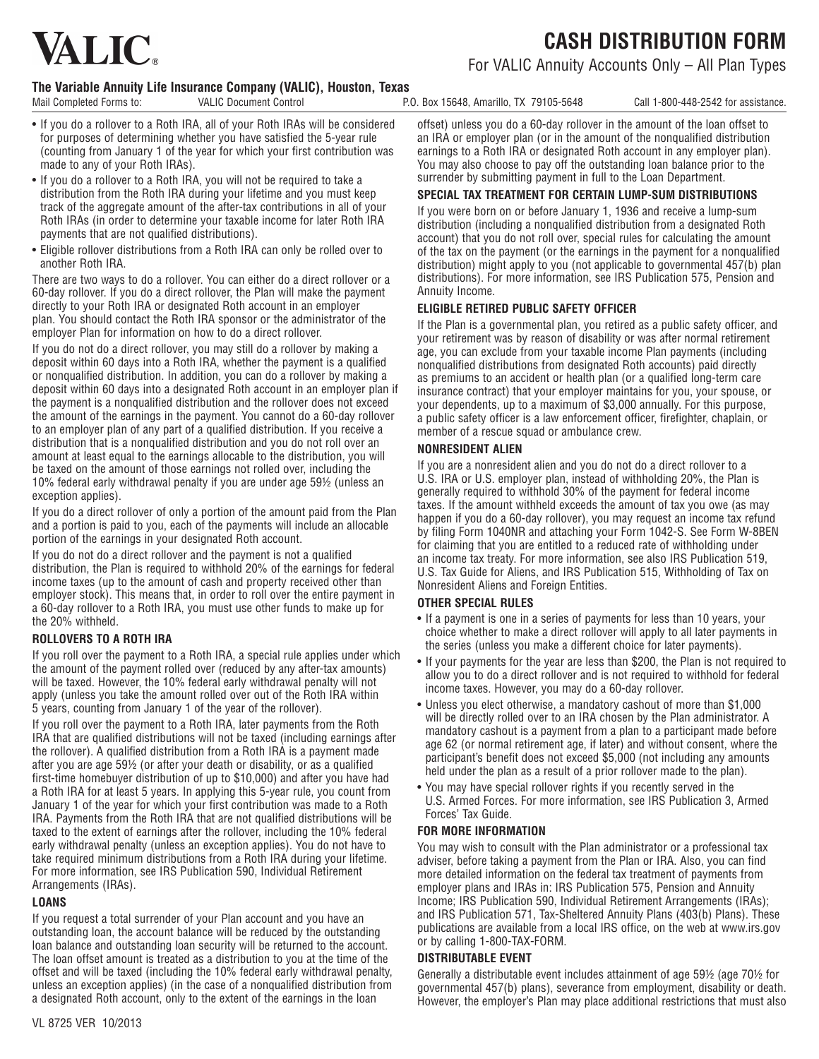# VALIC

# CASH DISTRIBUTION FORM

For VALIC Annuity Accounts Only – All Plan Types

**The Variable Annuity Life Insurance Company (VALIC), Houston, Texas**

Mail Completed Forms to: VALIC Document Control P.O. Box 15648, Amarillo, TX 79105-5648 Call 1-800-448-2542 for assistance.

- If you do a rollover to a Roth IRA, all of your Roth IRAs will be considered for purposes of determining whether you have satisfied the 5-year rule (counting from January 1 of the year for which your first contribution was made to any of your Roth IRAs).
- If you do a rollover to a Roth IRA, you will not be required to take a distribution from the Roth IRA during your lifetime and you must keep track of the aggregate amount of the after-tax contributions in all of your Roth IRAs (in order to determine your taxable income for later Roth IRA payments that are not qualified distributions).
- Eligible rollover distributions from a Roth IRA can only be rolled over to another Roth IRA.

There are two ways to do a rollover. You can either do a direct rollover or a 60-day rollover. If you do a direct rollover, the Plan will make the payment directly to your Roth IRA or designated Roth account in an employer plan. You should contact the Roth IRA sponsor or the administrator of the employer Plan for information on how to do a direct rollover.

If you do not do a direct rollover, you may still do a rollover by making a deposit within 60 days into a Roth IRA, whether the payment is a qualified or nonqualified distribution. In addition, you can do a rollover by making a deposit within 60 days into a designated Roth account in an employer plan if the payment is a nonqualified distribution and the rollover does not exceed the amount of the earnings in the payment. You cannot do a 60-day rollover to an employer plan of any part of a qualified distribution. If you receive a distribution that is a nonqualified distribution and you do not roll over an amount at least equal to the earnings allocable to the distribution, you will be taxed on the amount of those earnings not rolled over, including the 10% federal early withdrawal penalty if you are under age 59½ (unless an exception applies).

If you do a direct rollover of only a portion of the amount paid from the Plan and a portion is paid to you, each of the payments will include an allocable portion of the earnings in your designated Roth account.

If you do not do a direct rollover and the payment is not a qualified distribution, the Plan is required to withhold 20% of the earnings for federal income taxes (up to the amount of cash and property received other than employer stock). This means that, in order to roll over the entire payment in a 60-day rollover to a Roth IRA, you must use other funds to make up for the 20% withheld.

### ROLLOVERS TO A ROTH IRA

If you roll over the payment to a Roth IRA, a special rule applies under which the amount of the payment rolled over (reduced by any after-tax amounts) will be taxed. However, the 10% federal early withdrawal penalty will not apply (unless you take the amount rolled over out of the Roth IRA within 5 years, counting from January 1 of the year of the rollover).

If you roll over the payment to a Roth IRA, later payments from the Roth IRA that are qualified distributions will not be taxed (including earnings after the rollover). A qualified distribution from a Roth IRA is a payment made after you are age 59½ (or after your death or disability, or as a qualified first-time homebuyer distribution of up to $10,000) and after you have had a Roth IRA for at least 5 years. In applying this 5-year rule, you count from January 1 of the year for which your first contribution was made to a Roth IRA. Payments from the Roth IRA that are not qualified distributions will be taxed to the extent of earnings after the rollover, including the 10% federal early withdrawal penalty (unless an exception applies). You do not have to take required minimum distributions from a Roth IRA during your lifetime. For more information, see IRS Publication 590, Individual Retirement Arrangements (IRAs).

### LOANS

If you request a total surrender of your Plan account and you have an outstanding loan, the account balance will be reduced by the outstanding loan balance and outstanding loan security will be returned to the account. The loan offset amount is treated as a distribution to you at the time of the offset and will be taxed (including the 10% federal early withdrawal penalty, unless an exception applies) (in the case of a nonqualified distribution from a designated Roth account, only to the extent of the earnings in the loan offset) unless you do a 60-day rollover in the amount of the loan offset to an IRA or employer plan (or in the amount of the nonqualified distribution earnings to a Roth IRA or designated Roth account in any employer plan). You may also choose to pay off the outstanding loan balance prior to the surrender by submitting payment in full to the Loan Department.

### SPECIAL TAX TREATMENT FOR CERTAIN LUMP-SUM DISTRIBUTIONS

If you were born on or before January 1, 1936 and receive a lump-sum distribution (including a nonqualified distribution from a designated Roth account) that you do not roll over, special rules for calculating the amount of the tax on the payment (or the earnings in the payment for a nonqualified distribution) might apply to you (not applicable to governmental 457(b) plan distributions). For more information, see IRS Publication 575, Pension and Annuity Income.

### ELIGIBLE RETIRED PUBLIC SAFETY OFFICER

If the Plan is a governmental plan, you retired as a public safety officer, and your retirement was by reason of disability or was after normal retirement age, you can exclude from your taxable income Plan payments (including nonqualified distributions from designated Roth accounts) paid directly as premiums to an accident or health plan (or a qualified long-term care insurance contract) that your employer maintains for you, your spouse, or your dependents, up to a maximum of $3,000 annually. For this purpose, a public safety officer is a law enforcement officer, firefighter, chaplain, or member of a rescue squad or ambulance crew.

### NONRESIDENT ALIEN

If you are a nonresident alien and you do not do a direct rollover to a U.S. IRA or U.S. employer plan, instead of withholding 20%, the Plan is generally required to withhold 30% of the payment for federal income taxes. If the amount withheld exceeds the amount of tax you owe (as may happen if you do a 60-day rollover), you may request an income tax refund by filing Form 1040NR and attaching your Form 1042-S. See Form W-8BEN for claiming that you are entitled to a reduced rate of withholding under an income tax treaty. For more information, see also IRS Publication 519, U.S. Tax Guide for Aliens, and IRS Publication 515, Withholding of Tax on Nonresident Aliens and Foreign Entities.

### OTHER SPECIAL RULES

- If a payment is one in a series of payments for less than 10 years, your choice whether to make a direct rollover will apply to all later payments in the series (unless you make a different choice for later payments).
- If your payments for the year are less than $200, the Plan is not required to allow you to do a direct rollover and is not required to withhold for federal income taxes. However, you may do a 60-day rollover.
- Unless you elect otherwise, a mandatory cashout of more than $1,000 will be directly rolled over to an IRA chosen by the Plan administrator. A mandatory cashout is a payment from a plan to a participant made before age 62 (or normal retirement age, if later) and without consent, where the participant's benefit does not exceed $5,000 (not including any amounts held under the plan as a result of a prior rollover made to the plan).
- You may have special rollover rights if you recently served in the U.S. Armed Forces. For more information, see IRS Publication 3, Armed Forces' Tax Guide.

### FOR MORE INFORMATION

You may wish to consult with the Plan administrator or a professional tax adviser, before taking a payment from the Plan or IRA. Also, you can find more detailed information on the federal tax treatment of payments from employer plans and IRAs in: IRS Publication 575, Pension and Annuity Income; IRS Publication 590, Individual Retirement Arrangements (IRAs); and IRS Publication 571, Tax-Sheltered Annuity Plans (403(b) Plans). These publications are available from a local IRS office, on the web at www.irs.gov or by calling 1-800-TAX-FORM.

### DISTRIBUTABLE EVENT

Generally a distributable event includes attainment of age 59½ (age 70½ for governmental 457(b) plans), severance from employment, disability or death. However, the employer's Plan may place additional restrictions that must also

VL 8725 VER 10/2013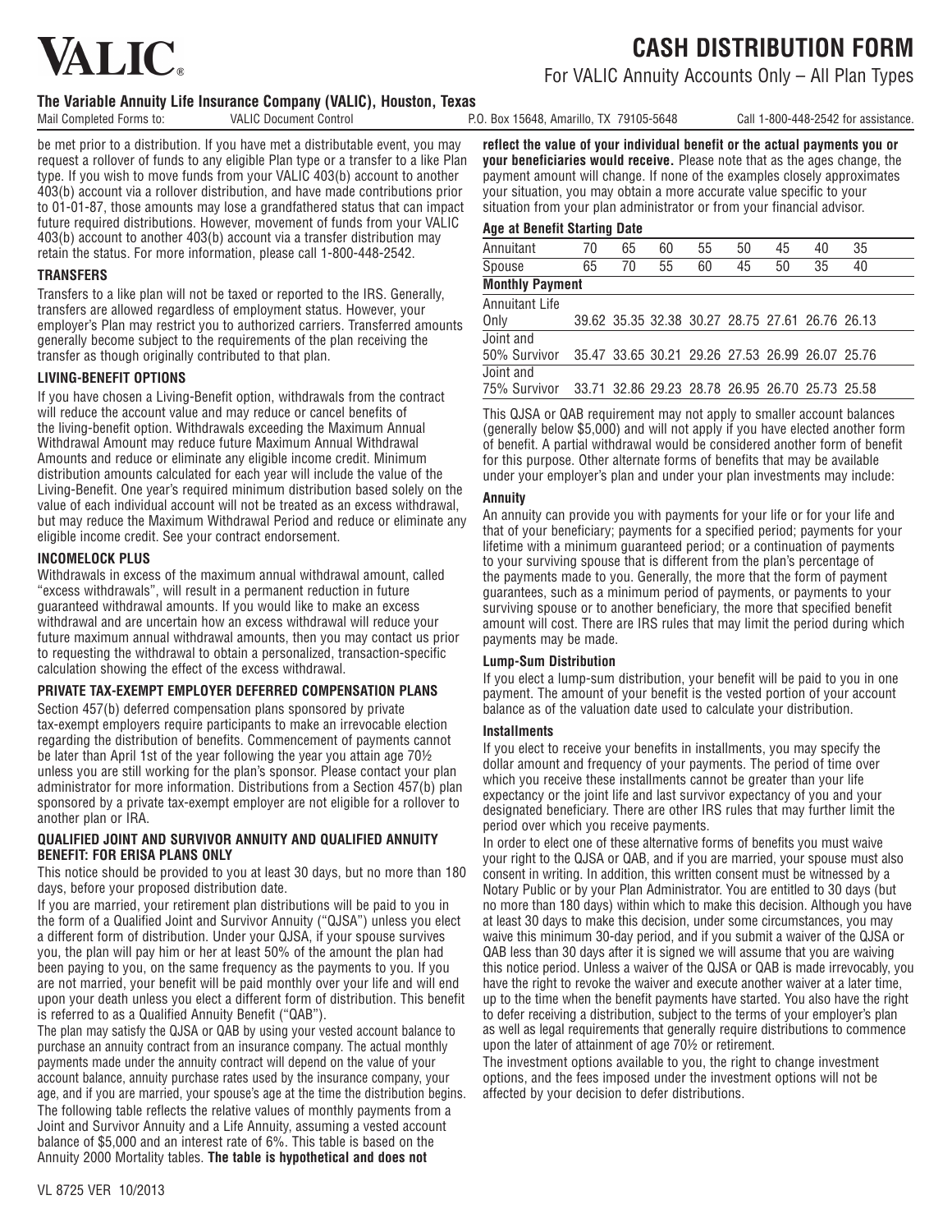be met prior to a distribution. If you have met a distributable event, you may request a rollover of funds to any eligible Plan type or a transfer to a like Plan type. If you wish to move funds from your VALIC 403(b) account to another 403(b) account via a rollover distribution, and have made contributions prior to 01-01-87, those amounts may lose a grandfathered status that can impact future required distributions. However, movement of funds from your VALIC 403(b) account to another 403(b) account via a transfer distribution may retain the status. For more information, please call 1-800-448-2542.

### TRANSFERS

Transfers to a like plan will not be taxed or reported to the IRS. Generally, transfers are allowed regardless of employment status. However, your employer's Plan may restrict you to authorized carriers. Transferred amounts generally become subject to the requirements of the plan receiving the transfer as though originally contributed to that plan.

### LIVING-BENEFIT OPTIONS

If you have chosen a Living-Benefit option, withdrawals from the contract will reduce the account value and may reduce or cancel benefits of the living-benefit option. Withdrawals exceeding the Maximum Annual Withdrawal Amount may reduce future Maximum Annual Withdrawal Amounts and reduce or eliminate any eligible income credit. Minimum distribution amounts calculated for each year will include the value of the Living-Benefit. One year's required minimum distribution based solely on the value of each individual account will not be treated as an excess withdrawal, but may reduce the Maximum Withdrawal Period and reduce or eliminate any eligible income credit. See your contract endorsement.

### INCOMELOCK PLUS

Withdrawals in excess of the maximum annual withdrawal amount, called "excess withdrawals", will result in a permanent reduction in future guaranteed withdrawal amounts. If you would like to make an excess withdrawal and are uncertain how an excess withdrawal will reduce your future maximum annual withdrawal amounts, then you may contact us prior to requesting the withdrawal to obtain a personalized, transaction-specific calculation showing the effect of the excess withdrawal.

### PRIVATE TAX-EXEMPT EMPLOYER DEFERRED COMPENSATION PLANS

Section 457(b) deferred compensation plans sponsored by private tax-exempt employers require participants to make an irrevocable election regarding the distribution of benefits. Commencement of payments cannot be later than April 1st of the year following the year you attain age 70½ unless you are still working for the plan's sponsor. Please contact your plan administrator for more information. Distributions from a Section 457(b) plan sponsored by a private tax-exempt employer are not eligible for a rollover to another plan or IRA.

### QUALIFIED JOINT AND SURVIVOR ANNUITY AND QUALIFIED ANNUITY BENEFIT: FOR ERISA PLANS ONLY

This notice should be provided to you at least 30 days, but no more than 180 days, before your proposed distribution date.

If you are married, your retirement plan distributions will be paid to you in the form of a Qualified Joint and Survivor Annuity ("QJSA") unless you elect a different form of distribution. Under your QJSA, if your spouse survives you, the plan will pay him or her at least 50% of the amount the plan had been paying to you, on the same frequency as the payments to you. If you are not married, your benefit will be paid monthly over your life and will end upon your death unless you elect a different form of distribution. This benefit is referred to as a Qualified Annuity Benefit ("QAB").

The plan may satisfy the QJSA or QAB by using your vested account balance to purchase an annuity contract from an insurance company. The actual monthly payments made under the annuity contract will depend on the value of your account balance, annuity purchase rates used by the insurance company, your age, and if you are married, your spouse's age at the time the distribution begins.

The following table reflects the relative values of monthly payments from a Joint and Survivor Annuity and a Life Annuity, assuming a vested account balance of $5,000 and an interest rate of 6%. This table is based on the Annuity 2000 Mortality tables. **The table is hypothetical and does not reflect the value of your individual benefit or the actual payments you or your beneficiaries would receive.** Please note that as the ages change, the payment amount will change. If none of the examples closely approximates your situation, you may obtain a more accurate value specific to your situation from your plan administrator or from your financial advisor.

**Age at Benefit Starting Date**

| | | | | | | | | |
|---|---|---|---|---|---|---|---|---|
| Annuitant | 70 | 65 | 60 | 55 | 50 | 45 | 40 | 35 |
| Spouse | 65 | 70 | 55 | 60 | 45 | 50 | 35 | 40 |
| **Monthly Payment** | | | | | | | | |
| Annuitant Life Only | 39.62 | 35.35 | 32.38 | 30.27 | 28.75 | 27.61 | 26.76 | 26.13 |
| Joint and 50% Survivor | 35.47 | 33.65 | 30.21 | 29.26 | 27.53 | 26.99 | 26.07 | 25.76 |
| Joint and 75% Survivor | 33.71 | 32.86 | 29.23 | 28.78 | 26.95 | 26.70 | 25.73 | 25.58 |

This QJSA or QAB requirement may not apply to smaller account balances (generally below $5,000) and will not apply if you have elected another form of benefit. A partial withdrawal would be considered another form of benefit for this purpose. Other alternate forms of benefits that may be available under your employer's plan and under your plan investments may include:

#### Annuity

An annuity can provide you with payments for your life or for your life and that of your beneficiary; payments for a specified period; payments for your lifetime with a minimum guaranteed period; or a continuation of payments to your surviving spouse that is different from the plan's percentage of the payments made to you. Generally, the more that the form of payment guarantees, such as a minimum period of payments, or payments to your surviving spouse or to another beneficiary, the more that specified benefit amount will cost. There are IRS rules that may limit the period during which payments may be made.

#### Lump-Sum Distribution

If you elect a lump-sum distribution, your benefit will be paid to you in one payment. The amount of your benefit is the vested portion of your account balance as of the valuation date used to calculate your distribution.

#### Installments

If you elect to receive your benefits in installments, you may specify the dollar amount and frequency of your payments. The period of time over which you receive these installments cannot be greater than your life expectancy or the joint life and last survivor expectancy of you and your designated beneficiary. There are other IRS rules that may further limit the period over which you receive payments.

In order to elect one of these alternative forms of benefits you must waive your right to the QJSA or QAB, and if you are married, your spouse must also consent in writing. In addition, this written consent must be witnessed by a Notary Public or by your Plan Administrator. You are entitled to 30 days (but no more than 180 days) within which to make this decision. Although you have at least 30 days to make this decision, under some circumstances, you may waive this minimum 30-day period, and if you submit a waiver of the QJSA or QAB less than 30 days after it is signed we will assume that you are waiving this notice period. Unless a waiver of the QJSA or QAB is made irrevocably, you have the right to revoke the waiver and execute another waiver at a later time, up to the time when the benefit payments have started. You also have the right to defer receiving a distribution, subject to the terms of your employer's plan as well as legal requirements that generally require distributions to commence upon the later of attainment of age 70½ or retirement.

The investment options available to you, the right to change investment options, and the fees imposed under the investment options will not be affected by your decision to defer distributions.